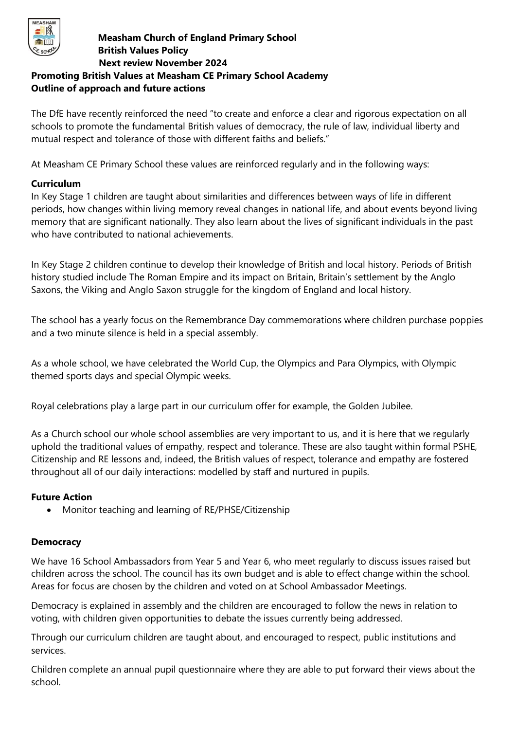**Measham Church of England Primary School**
**British Values Policy**
**Next review November 2024**

**Promoting British Values at Measham CE Primary School Academy**
**Outline of approach and future actions**

The DfE have recently reinforced the need "to create and enforce a clear and rigorous expectation on all schools to promote the fundamental British values of democracy, the rule of law, individual liberty and mutual respect and tolerance of those with different faiths and beliefs."

At Measham CE Primary School these values are reinforced regularly and in the following ways:

### Curriculum

In Key Stage 1 children are taught about similarities and differences between ways of life in different periods, how changes within living memory reveal changes in national life, and about events beyond living memory that are significant nationally. They also learn about the lives of significant individuals in the past who have contributed to national achievements.

In Key Stage 2 children continue to develop their knowledge of British and local history. Periods of British history studied include The Roman Empire and its impact on Britain, Britain's settlement by the Anglo Saxons, the Viking and Anglo Saxon struggle for the kingdom of England and local history.

The school has a yearly focus on the Remembrance Day commemorations where children purchase poppies and a two minute silence is held in a special assembly.

As a whole school, we have celebrated the World Cup, the Olympics and Para Olympics, with Olympic themed sports days and special Olympic weeks.

Royal celebrations play a large part in our curriculum offer for example, the Golden Jubilee.

As a Church school our whole school assemblies are very important to us, and it is here that we regularly uphold the traditional values of empathy, respect and tolerance. These are also taught within formal PSHE, Citizenship and RE lessons and, indeed, the British values of respect, tolerance and empathy are fostered throughout all of our daily interactions: modelled by staff and nurtured in pupils.

### Future Action

- Monitor teaching and learning of RE/PHSE/Citizenship

### Democracy

We have 16 School Ambassadors from Year 5 and Year 6, who meet regularly to discuss issues raised but children across the school. The council has its own budget and is able to effect change within the school. Areas for focus are chosen by the children and voted on at School Ambassador Meetings.

Democracy is explained in assembly and the children are encouraged to follow the news in relation to voting, with children given opportunities to debate the issues currently being addressed.

Through our curriculum children are taught about, and encouraged to respect, public institutions and services.

Children complete an annual pupil questionnaire where they are able to put forward their views about the school.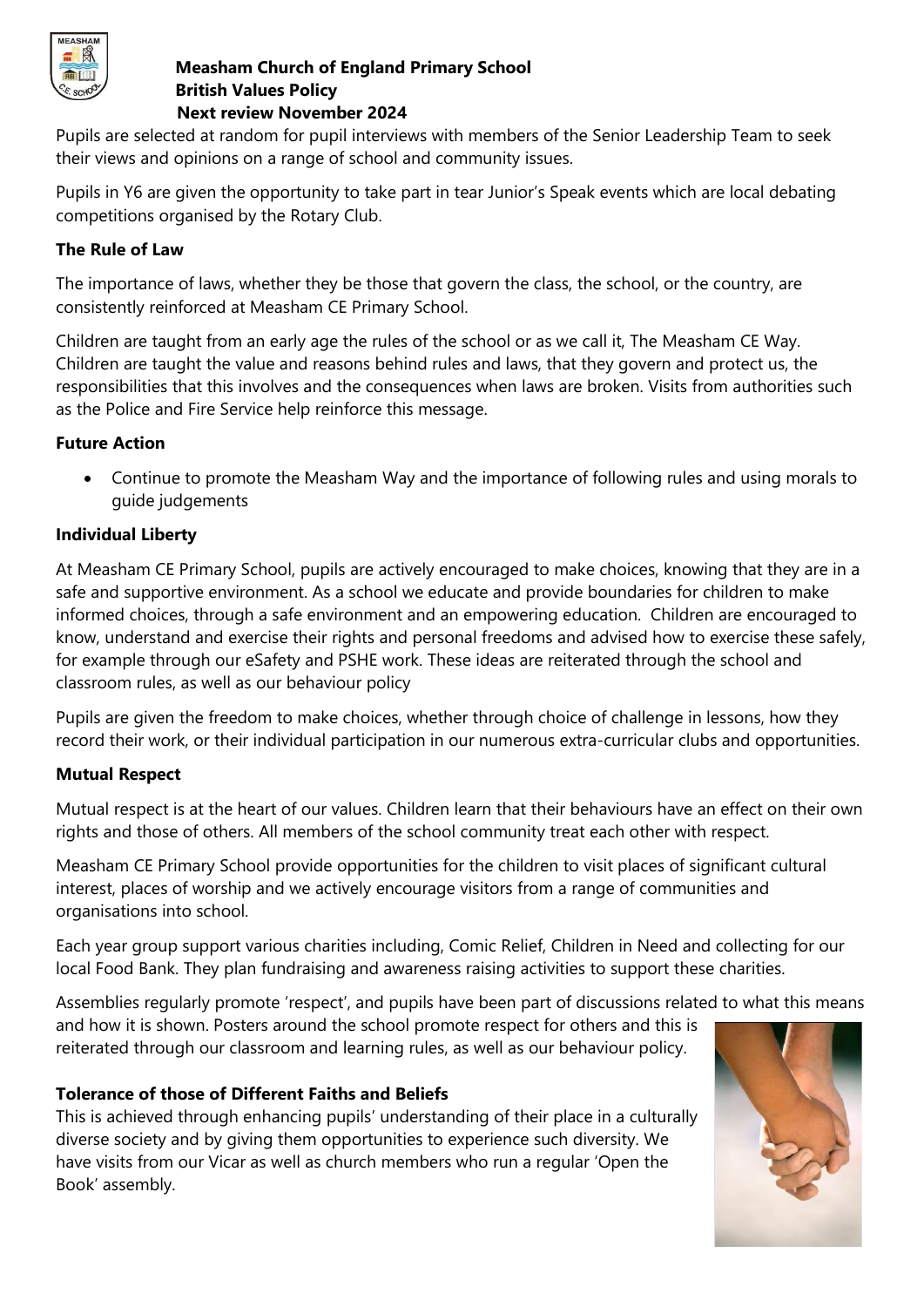Pupils are selected at random for pupil interviews with members of the Senior Leadership Team to seek their views and opinions on a range of school and community issues.

Pupils in Y6 are given the opportunity to take part in tear Junior's Speak events which are local debating competitions organised by the Rotary Club.

**The Rule of Law**

The importance of laws, whether they be those that govern the class, the school, or the country, are consistently reinforced at Measham CE Primary School.

Children are taught from an early age the rules of the school or as we call it, The Measham CE Way. Children are taught the value and reasons behind rules and laws, that they govern and protect us, the responsibilities that this involves and the consequences when laws are broken. Visits from authorities such as the Police and Fire Service help reinforce this message.

**Future Action**

- Continue to promote the Measham Way and the importance of following rules and using morals to guide judgements

**Individual Liberty**

At Measham CE Primary School, pupils are actively encouraged to make choices, knowing that they are in a safe and supportive environment. As a school we educate and provide boundaries for children to make informed choices, through a safe environment and an empowering education. Children are encouraged to know, understand and exercise their rights and personal freedoms and advised how to exercise these safely, for example through our eSafety and PSHE work. These ideas are reiterated through the school and classroom rules, as well as our behaviour policy

Pupils are given the freedom to make choices, whether through choice of challenge in lessons, how they record their work, or their individual participation in our numerous extra-curricular clubs and opportunities.

**Mutual Respect**

Mutual respect is at the heart of our values. Children learn that their behaviours have an effect on their own rights and those of others. All members of the school community treat each other with respect.

Measham CE Primary School provide opportunities for the children to visit places of significant cultural interest, places of worship and we actively encourage visitors from a range of communities and organisations into school.

Each year group support various charities including, Comic Relief, Children in Need and collecting for our local Food Bank. They plan fundraising and awareness raising activities to support these charities.

Assemblies regularly promote 'respect', and pupils have been part of discussions related to what this means and how it is shown. Posters around the school promote respect for others and this is reiterated through our classroom and learning rules, as well as our behaviour policy.

**Tolerance of those of Different Faiths and Beliefs**

This is achieved through enhancing pupils' understanding of their place in a culturally diverse society and by giving them opportunities to experience such diversity. We have visits from our Vicar as well as church members who run a regular 'Open the Book' assembly.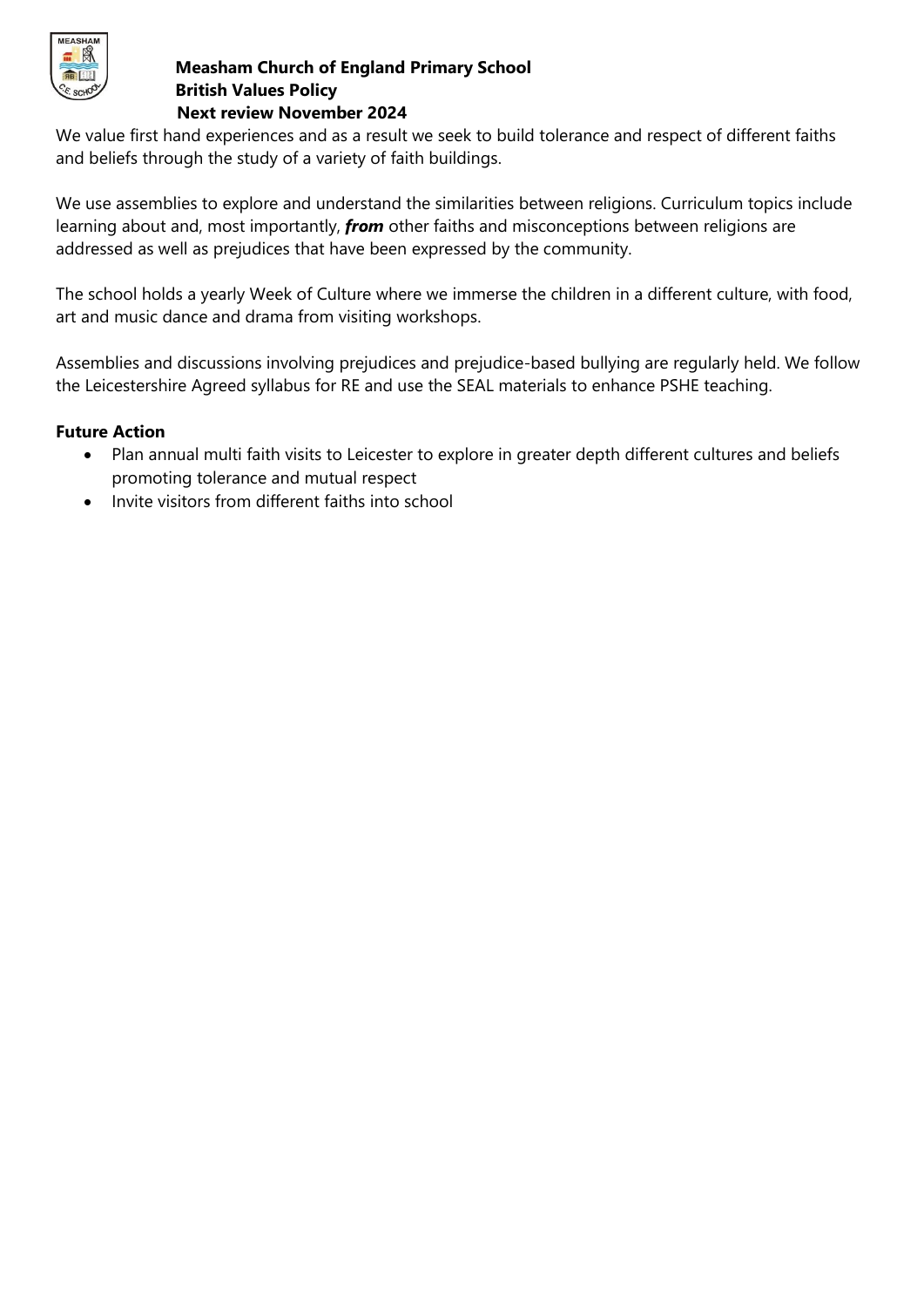We value first hand experiences and as a result we seek to build tolerance and respect of different faiths and beliefs through the study of a variety of faith buildings.

We use assemblies to explore and understand the similarities between religions. Curriculum topics include learning about and, most importantly, ***from*** other faiths and misconceptions between religions are addressed as well as prejudices that have been expressed by the community.

The school holds a yearly Week of Culture where we immerse the children in a different culture, with food, art and music dance and drama from visiting workshops.

Assemblies and discussions involving prejudices and prejudice-based bullying are regularly held. We follow the Leicestershire Agreed syllabus for RE and use the SEAL materials to enhance PSHE teaching.

**Future Action**

- Plan annual multi faith visits to Leicester to explore in greater depth different cultures and beliefs promoting tolerance and mutual respect
- Invite visitors from different faiths into school